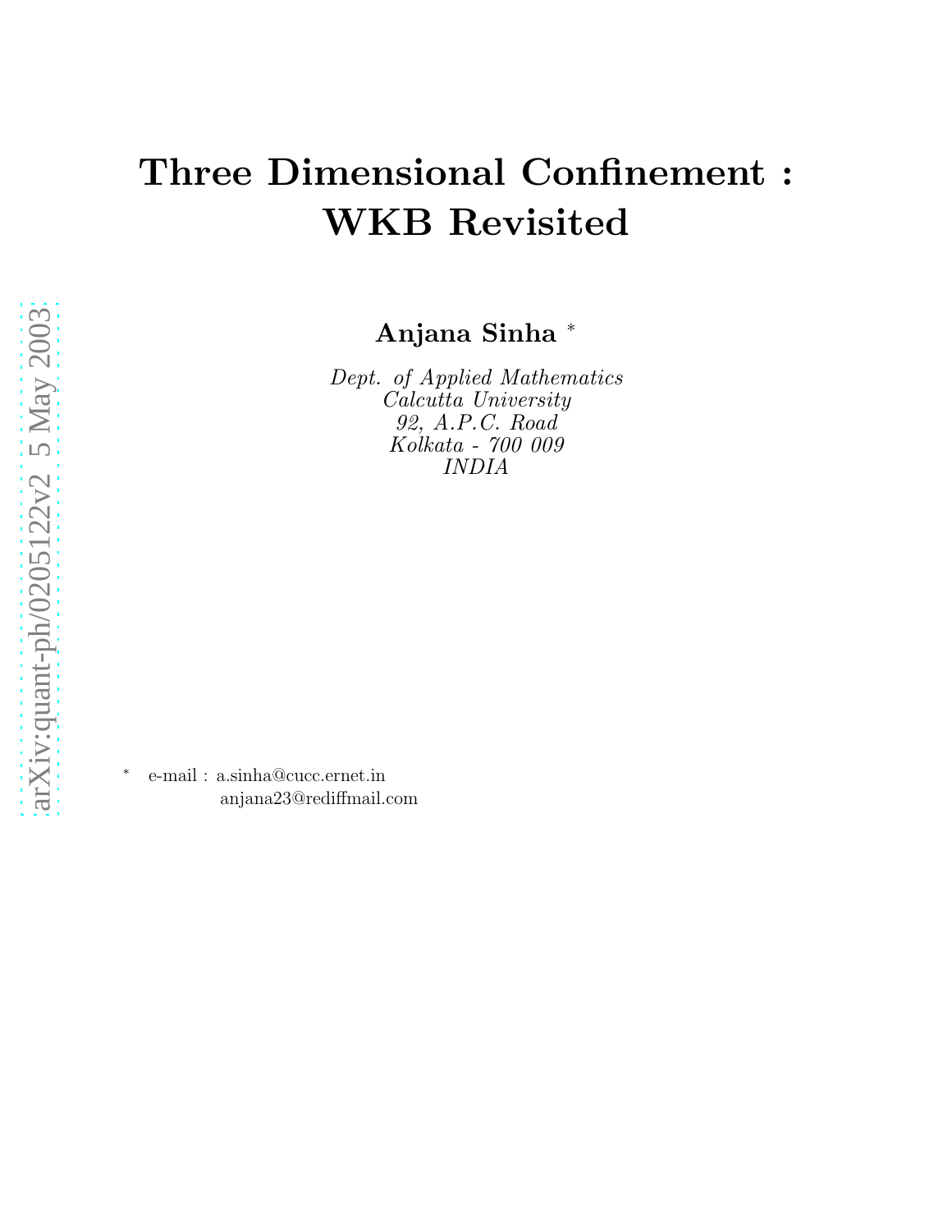# Three Dimensional Confinement : WKB Revisited

**Anjana Sinha** [*]

*Dept. of Applied Mathematics*
*Calcutta University*
*92, A.P.C. Road*
*Kolkata - 700 009*
*INDIA*

[*] e-mail : a.sinha@cucc.ernet.in
anjana23@rediffmail.com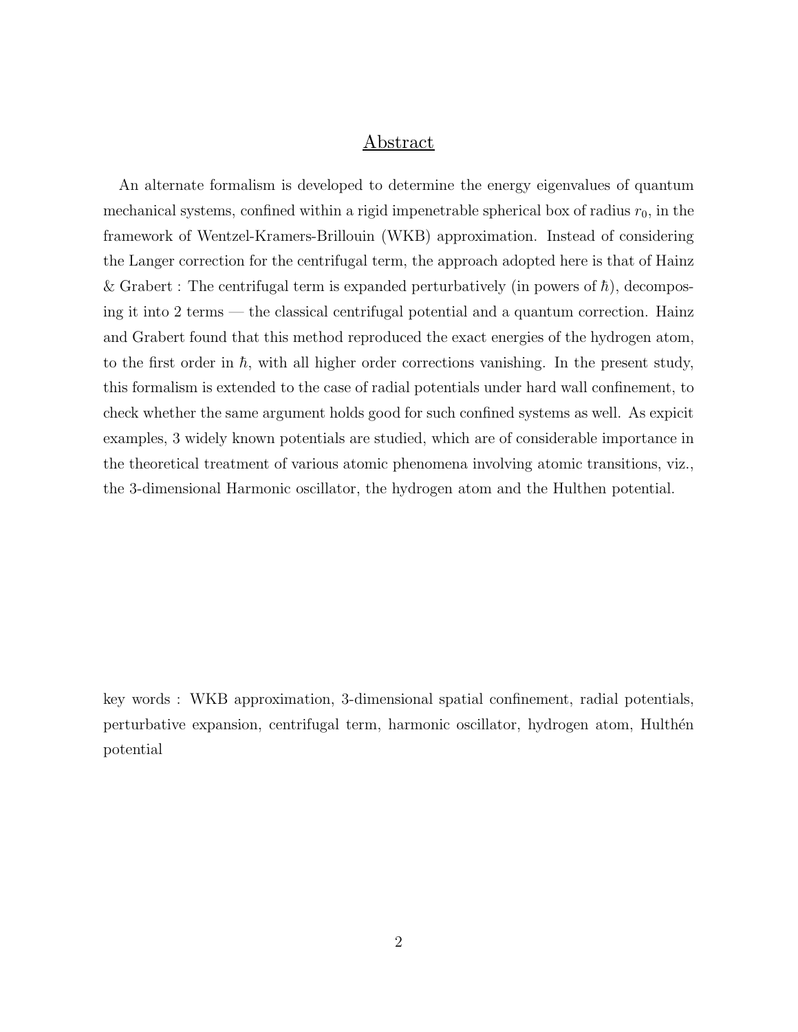## Abstract

An alternate formalism is developed to determine the energy eigenvalues of quantum mechanical systems, confined within a rigid impenetrable spherical box of radius $r_0$, in the framework of Wentzel-Kramers-Brillouin (WKB) approximation. Instead of considering the Langer correction for the centrifugal term, the approach adopted here is that of Hainz & Grabert : The centrifugal term is expanded perturbatively (in powers of $\hbar$), decomposing it into 2 terms — the classical centrifugal potential and a quantum correction. Hainz and Grabert found that this method reproduced the exact energies of the hydrogen atom, to the first order in $\hbar$, with all higher order corrections vanishing. In the present study, this formalism is extended to the case of radial potentials under hard wall confinement, to check whether the same argument holds good for such confined systems as well. As expicit examples, 3 widely known potentials are studied, which are of considerable importance in the theoretical treatment of various atomic phenomena involving atomic transitions, viz., the 3-dimensional Harmonic oscillator, the hydrogen atom and the Hulthen potential.

key words : WKB approximation, 3-dimensional spatial confinement, radial potentials, perturbative expansion, centrifugal term, harmonic oscillator, hydrogen atom, Hulthén potential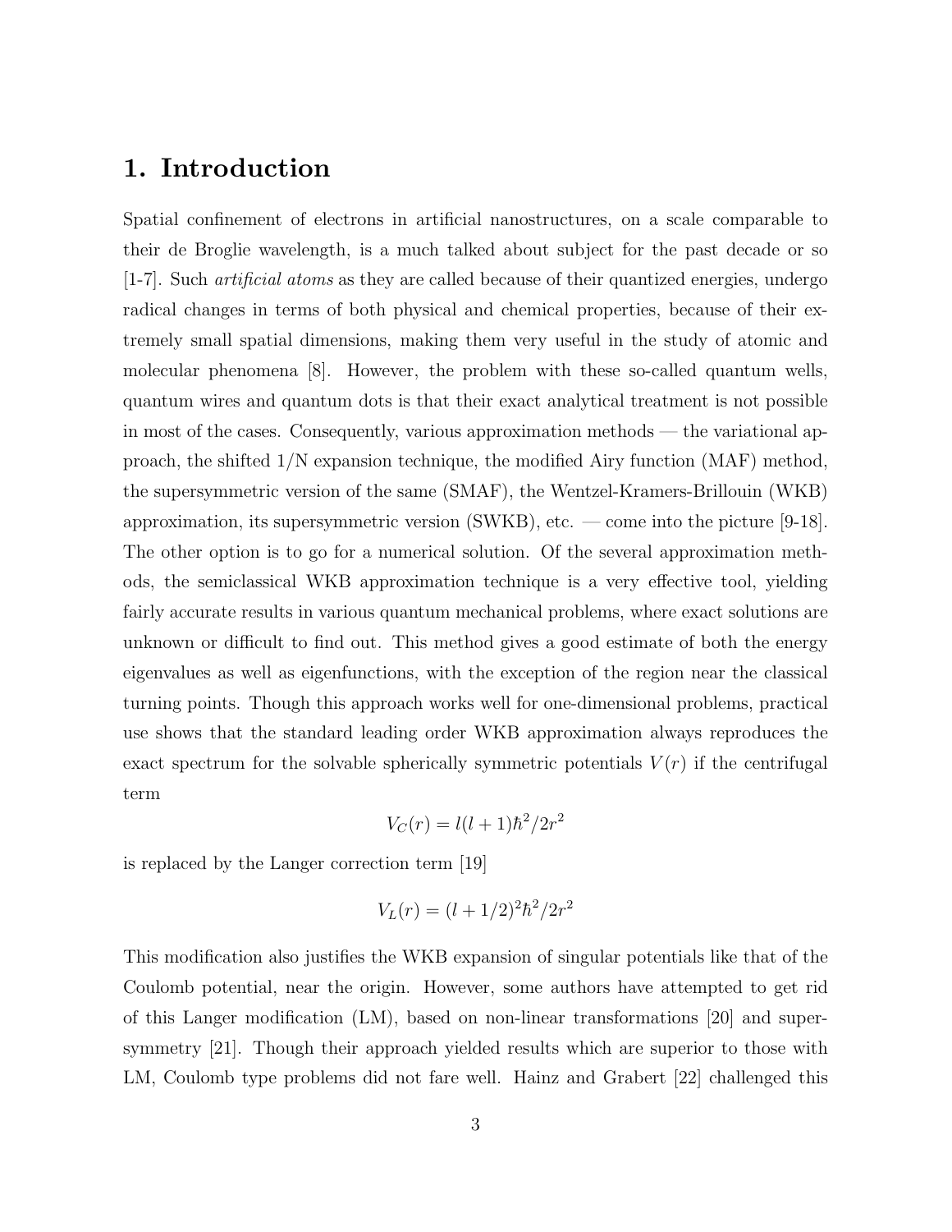## 1. Introduction

Spatial confinement of electrons in artificial nanostructures, on a scale comparable to their de Broglie wavelength, is a much talked about subject for the past decade or so [1-7]. Such *artificial atoms* as they are called because of their quantized energies, undergo radical changes in terms of both physical and chemical properties, because of their extremely small spatial dimensions, making them very useful in the study of atomic and molecular phenomena [8]. However, the problem with these so-called quantum wells, quantum wires and quantum dots is that their exact analytical treatment is not possible in most of the cases. Consequently, various approximation methods — the variational approach, the shifted 1/N expansion technique, the modified Airy function (MAF) method, the supersymmetric version of the same (SMAF), the Wentzel-Kramers-Brillouin (WKB) approximation, its supersymmetric version (SWKB), etc. — come into the picture [9-18]. The other option is to go for a numerical solution. Of the several approximation methods, the semiclassical WKB approximation technique is a very effective tool, yielding fairly accurate results in various quantum mechanical problems, where exact solutions are unknown or difficult to find out. This method gives a good estimate of both the energy eigenvalues as well as eigenfunctions, with the exception of the region near the classical turning points. Though this approach works well for one-dimensional problems, practical use shows that the standard leading order WKB approximation always reproduces the exact spectrum for the solvable spherically symmetric potentials $V(r)$ if the centrifugal term

$$V_C(r) = l(l+1)\hbar^2/2r^2$$

is replaced by the Langer correction term [19]

$$V_L(r) = (l+1/2)^2\hbar^2/2r^2$$

This modification also justifies the WKB expansion of singular potentials like that of the Coulomb potential, near the origin. However, some authors have attempted to get rid of this Langer modification (LM), based on non-linear transformations [20] and supersymmetry [21]. Though their approach yielded results which are superior to those with LM, Coulomb type problems did not fare well. Hainz and Grabert [22] challenged this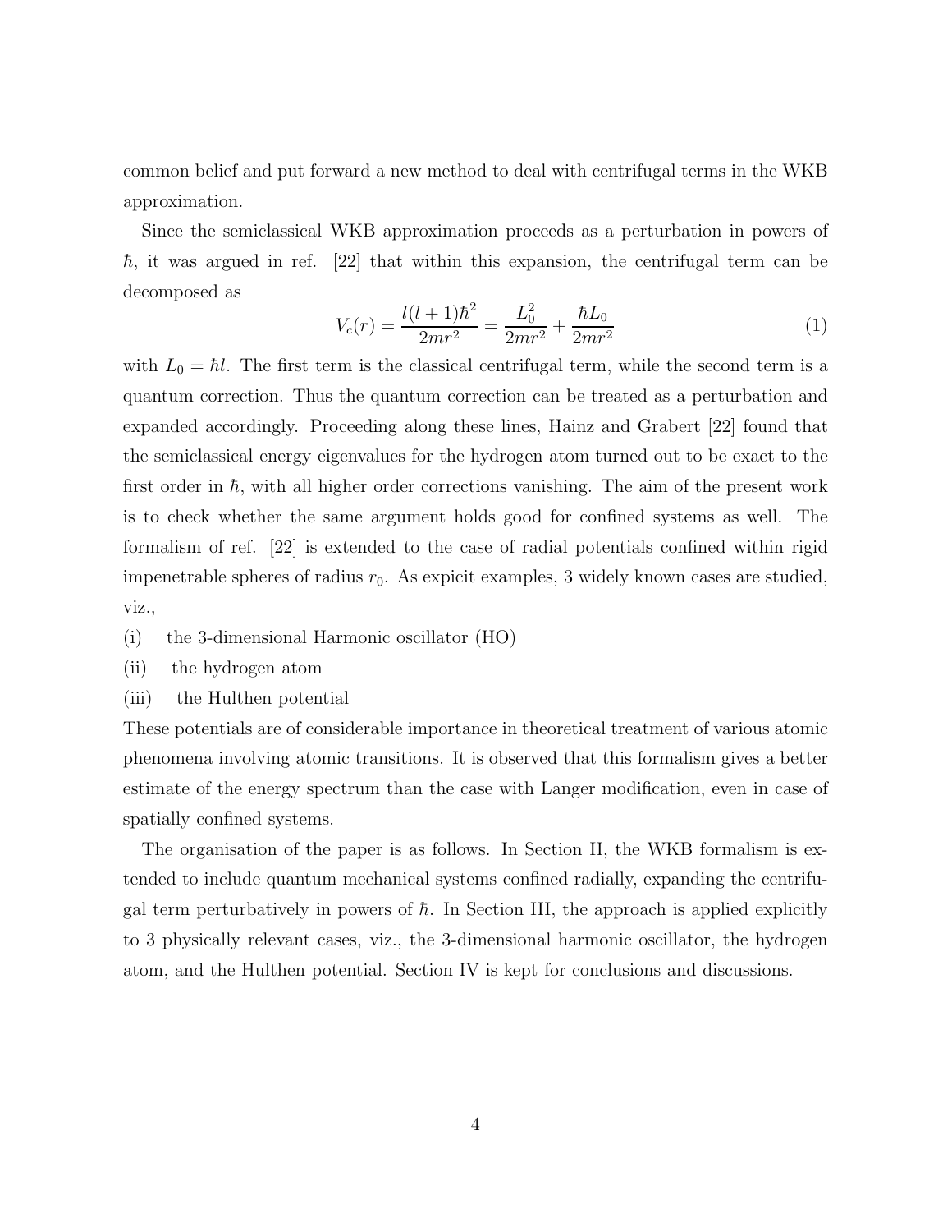common belief and put forward a new method to deal with centrifugal terms in the WKB approximation.

Since the semiclassical WKB approximation proceeds as a perturbation in powers of $\hbar$, it was argued in ref. [22] that within this expansion, the centrifugal term can be decomposed as

$$V_c(r) = \frac{l(l+1)\hbar^2}{2mr^2} = \frac{L_0^2}{2mr^2} + \frac{\hbar L_0}{2mr^2} \tag{1}$$

with $L_0 = \hbar l$. The first term is the classical centrifugal term, while the second term is a quantum correction. Thus the quantum correction can be treated as a perturbation and expanded accordingly. Proceeding along these lines, Hainz and Grabert [22] found that the semiclassical energy eigenvalues for the hydrogen atom turned out to be exact to the first order in $\hbar$, with all higher order corrections vanishing. The aim of the present work is to check whether the same argument holds good for confined systems as well. The formalism of ref. [22] is extended to the case of radial potentials confined within rigid impenetrable spheres of radius $r_0$. As expicit examples, 3 widely known cases are studied, viz.,

(i) the 3-dimensional Harmonic oscillator (HO)

(ii) the hydrogen atom

(iii) the Hulthen potential

These potentials are of considerable importance in theoretical treatment of various atomic phenomena involving atomic transitions. It is observed that this formalism gives a better estimate of the energy spectrum than the case with Langer modification, even in case of spatially confined systems.

The organisation of the paper is as follows. In Section II, the WKB formalism is extended to include quantum mechanical systems confined radially, expanding the centrifugal term perturbatively in powers of $\hbar$. In Section III, the approach is applied explicitly to 3 physically relevant cases, viz., the 3-dimensional harmonic oscillator, the hydrogen atom, and the Hulthen potential. Section IV is kept for conclusions and discussions.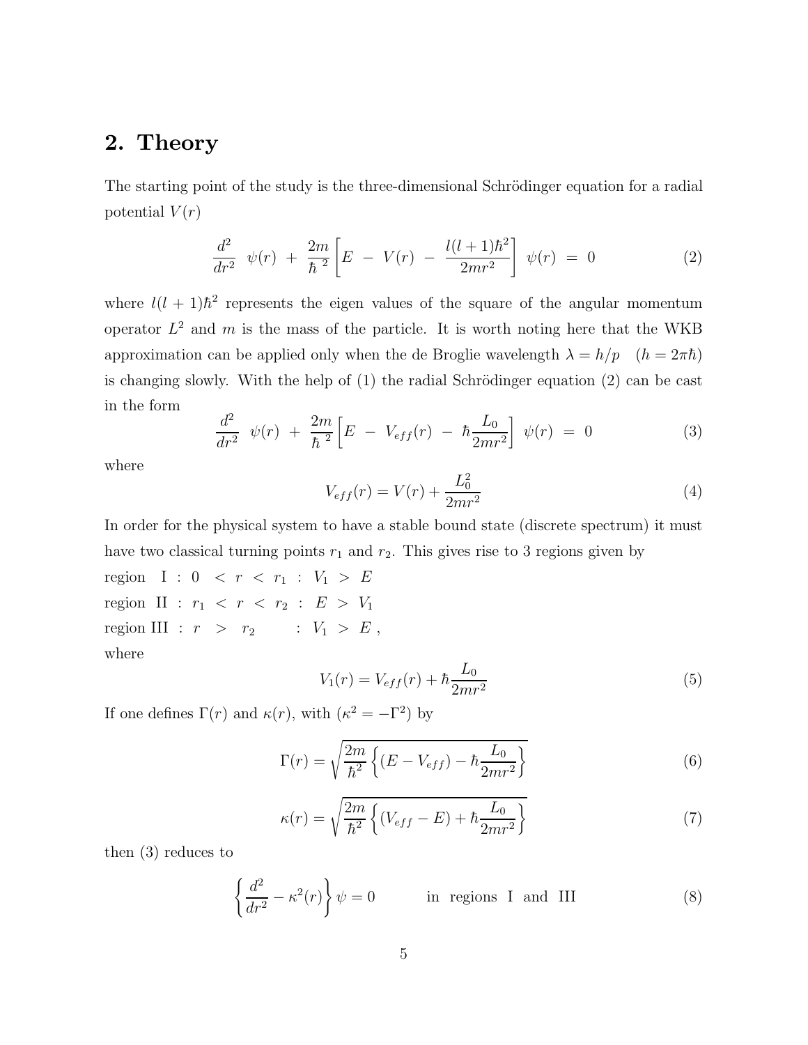## 2. Theory

The starting point of the study is the three-dimensional Schrödinger equation for a radial potential $V(r)$

$$\frac{d^2}{dr^2}\ \psi(r)\ +\ \frac{2m}{\hbar^{\ 2}}\left[E\ -\ V(r)\ -\ \frac{l(l+1)\hbar^2}{2mr^2}\right]\ \psi(r)\ =\ 0 \tag{2}$$

where $l(l+1)\hbar^2$ represents the eigen values of the square of the angular momentum operator $L^2$ and $m$ is the mass of the particle. It is worth noting here that the WKB approximation can be applied only when the de Broglie wavelength $\lambda = h/p \quad (h = 2\pi\hbar)$ is changing slowly. With the help of (1) the radial Schrödinger equation (2) can be cast in the form

$$\frac{d^2}{dr^2}\ \psi(r)\ +\ \frac{2m}{\hbar^{\ 2}}\left[E\ -\ V_{eff}(r)\ -\ \hbar\frac{L_0}{2mr^2}\right]\ \psi(r)\ =\ 0 \tag{3}$$

where

$$V_{eff}(r) = V(r) + \frac{L_0^2}{2mr^2} \tag{4}$$

In order for the physical system to have a stable bound state (discrete spectrum) it must have two classical turning points $r_1$ and $r_2$. This gives rise to 3 regions given by

region I : $0 \ < \ r \ < \ r_1$ : $V_1 \ > \ E$

region II : $r_1 \ < \ r \ < \ r_2$ : $E \ > \ V_1$

region III : $r \ > \ r_2$ : $V_1 \ > \ E$ ,

where

$$V_1(r) = V_{eff}(r) + \hbar\frac{L_0}{2mr^2} \tag{5}$$

If one defines $\Gamma(r)$ and $\kappa(r)$, with $(\kappa^2 = -\Gamma^2)$ by

$$\Gamma(r) = \sqrt{\frac{2m}{\hbar^2}\left\{(E - V_{eff}) - \hbar\frac{L_0}{2mr^2}\right\}} \tag{6}$$

$$\kappa(r) = \sqrt{\frac{2m}{\hbar^2}\left\{(V_{eff} - E) + \hbar\frac{L_0}{2mr^2}\right\}} \tag{7}$$

then (3) reduces to

$$\left\{\frac{d^2}{dr^2} - \kappa^2(r)\right\}\psi = 0 \qquad \text{in regions I and III} \tag{8}$$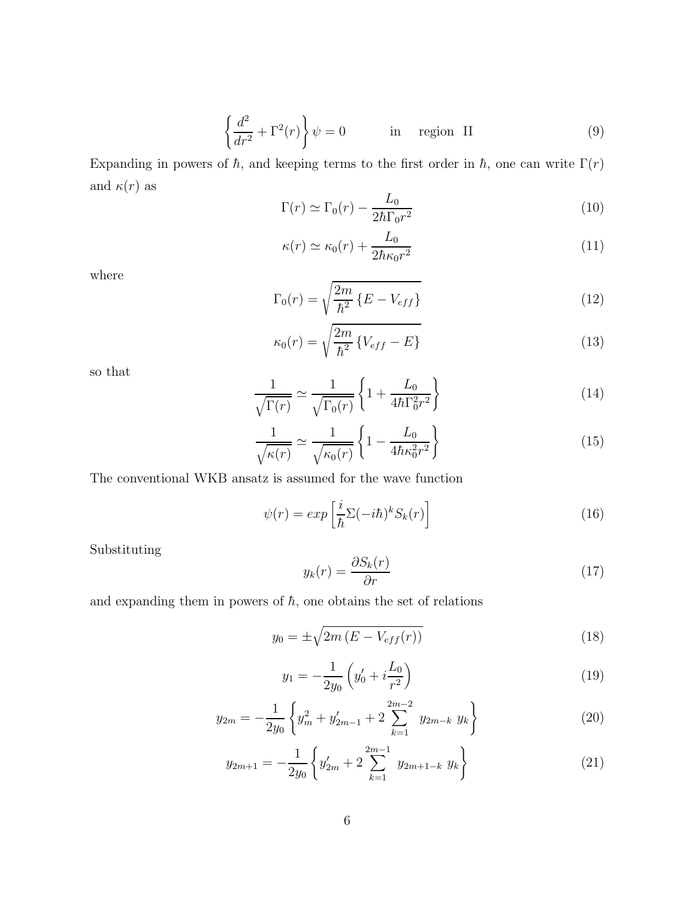$$\left\{ \frac{d^2}{dr^2} + \Gamma^2(r) \right\} \psi = 0 \qquad \text{in} \quad \text{region II} \tag{9}$$

Expanding in powers of $\hbar$, and keeping terms to the first order in $\hbar$, one can write $\Gamma(r)$ and $\kappa(r)$ as

$$\Gamma(r) \simeq \Gamma_0(r) - \frac{L_0}{2\hbar\Gamma_0 r^2} \tag{10}$$

$$\kappa(r) \simeq \kappa_0(r) + \frac{L_0}{2\hbar\kappa_0 r^2} \tag{11}$$

where

$$\Gamma_0(r) = \sqrt{\frac{2m}{\hbar^2}\left\{E - V_{eff}\right\}} \tag{12}$$

$$\kappa_0(r) = \sqrt{\frac{2m}{\hbar^2}\left\{V_{eff} - E\right\}} \tag{13}$$

so that

$$\frac{1}{\sqrt{\Gamma(r)}} \simeq \frac{1}{\sqrt{\Gamma_0(r)}} \left\{ 1 + \frac{L_0}{4\hbar\Gamma_0^2 r^2} \right\} \tag{14}$$

$$\frac{1}{\sqrt{\kappa(r)}} \simeq \frac{1}{\sqrt{\kappa_0(r)}} \left\{ 1 - \frac{L_0}{4\hbar\kappa_0^2 r^2} \right\} \tag{15}$$

The conventional WKB ansatz is assumed for the wave function

$$\psi(r) = exp\left[ \frac{i}{\hbar} \Sigma(-i\hbar)^k S_k(r) \right] \tag{16}$$

Substituting

$$y_k(r) = \frac{\partial S_k(r)}{\partial r} \tag{17}$$

and expanding them in powers of $\hbar$, one obtains the set of relations

$$y_0 = \pm\sqrt{2m\left(E - V_{eff}(r)\right)} \tag{18}$$

$$y_1 = -\frac{1}{2y_0}\left( y_0' + i\frac{L_0}{r^2} \right) \tag{19}$$

$$y_{2m} = -\frac{1}{2y_0}\left\{ y_m^2 + y_{2m-1}' + 2\sum_{k=1}^{2m-2} y_{2m-k}\ y_k \right\} \tag{20}$$

$$y_{2m+1} = -\frac{1}{2y_0}\left\{ y_{2m}' + 2\sum_{k=1}^{2m-1} y_{2m+1-k}\ y_k \right\} \tag{21}$$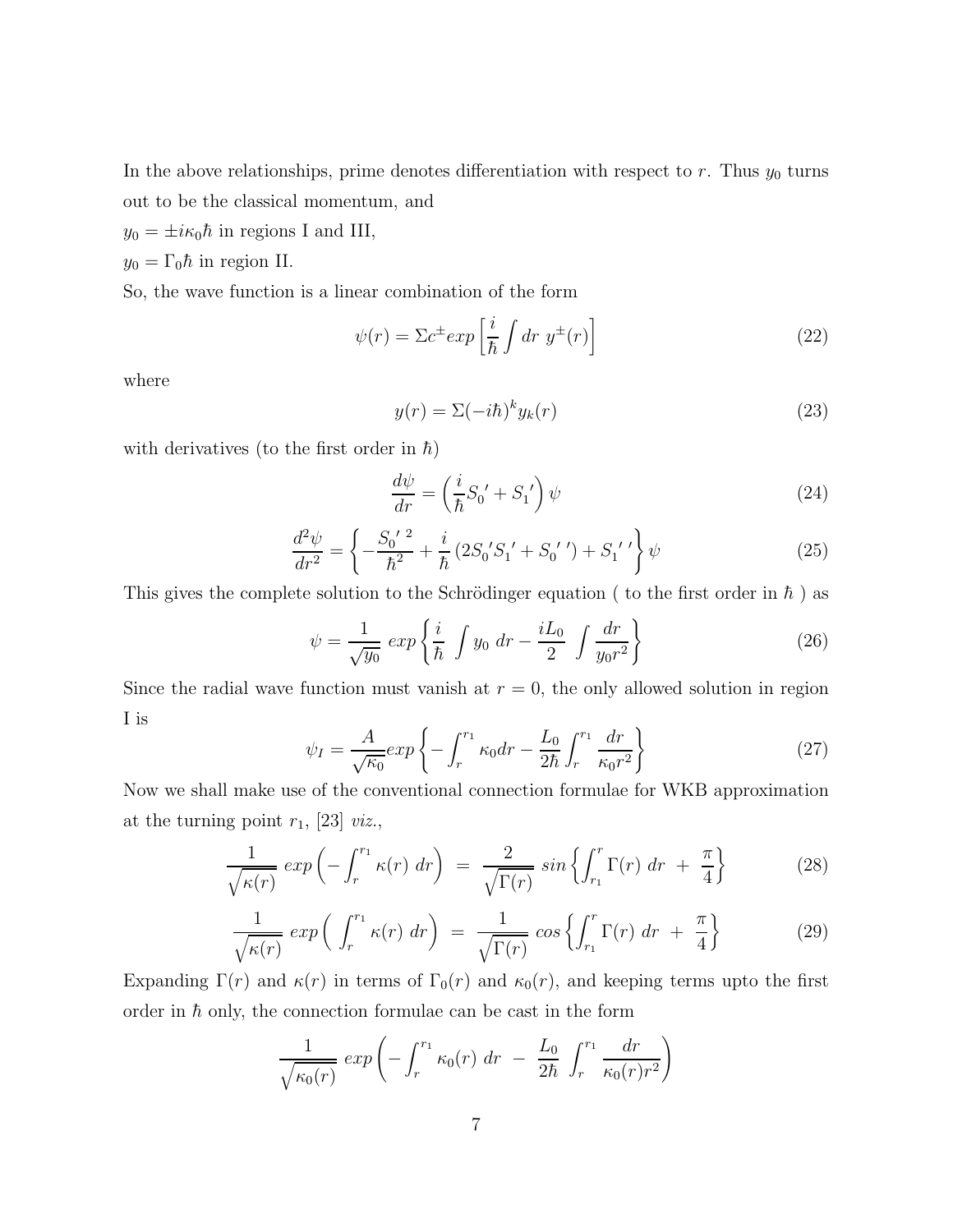In the above relationships, prime denotes differentiation with respect to $r$. Thus $y_0$ turns out to be the classical momentum, and

$y_0 = \pm i\kappa_0\hbar$ in regions I and III,

$y_0 = \Gamma_0\hbar$ in region II.

So, the wave function is a linear combination of the form

$$\psi(r) = \Sigma c^{\pm} exp\left[\frac{i}{\hbar}\int dr\ y^{\pm}(r)\right] \tag{22}$$

where

$$y(r) = \Sigma(-i\hbar)^k y_k(r) \tag{23}$$

with derivatives (to the first order in $\hbar$)

$$\frac{d\psi}{dr} = \left(\frac{i}{\hbar}{S_0}' + {S_1}'\right)\psi \tag{24}$$

$$\frac{d^2\psi}{dr^2} = \left\{-\frac{{S_0}'^{\,2}}{\hbar^2} + \frac{i}{\hbar}\left(2{S_0}'{S_1}' + {S_0}''\right) + {S_1}''\right\}\psi \tag{25}$$

This gives the complete solution to the Schrödinger equation ( to the first order in $\hbar$ ) as

$$\psi = \frac{1}{\sqrt{y_0}}\ exp\left\{\frac{i}{\hbar}\ \int y_0\ dr - \frac{iL_0}{2}\ \int \frac{dr}{y_0 r^2}\right\} \tag{26}$$

Since the radial wave function must vanish at $r = 0$, the only allowed solution in region I is

$$\psi_I = \frac{A}{\sqrt{\kappa_0}} exp\left\{-\int_r^{r_1}\kappa_0 dr - \frac{L_0}{2\hbar}\int_r^{r_1}\frac{dr}{\kappa_0 r^2}\right\} \tag{27}$$

Now we shall make use of the conventional connection formulae for WKB approximation at the turning point $r_1$, [23] *viz.*,

$$\frac{1}{\sqrt{\kappa(r)}}\ exp\left(-\int_r^{r_1}\kappa(r)\ dr\right)\ =\ \frac{2}{\sqrt{\Gamma(r)}}\ sin\left\{\int_{r_1}^{r}\Gamma(r)\ dr\ +\ \frac{\pi}{4}\right\} \tag{28}$$

$$\frac{1}{\sqrt{\kappa(r)}}\ exp\left(\ \int_r^{r_1}\kappa(r)\ dr\right)\ =\ \frac{1}{\sqrt{\Gamma(r)}}\ cos\left\{\int_{r_1}^{r}\Gamma(r)\ dr\ +\ \frac{\pi}{4}\right\} \tag{29}$$

Expanding $\Gamma(r)$ and $\kappa(r)$ in terms of $\Gamma_0(r)$ and $\kappa_0(r)$, and keeping terms upto the first order in $\hbar$ only, the connection formulae can be cast in the form

$$\frac{1}{\sqrt{\kappa_0(r)}}\ exp\left(-\int_r^{r_1}\kappa_0(r)\ dr\ -\ \frac{L_0}{2\hbar}\ \int_r^{r_1}\frac{dr}{\kappa_0(r)r^2}\right)$$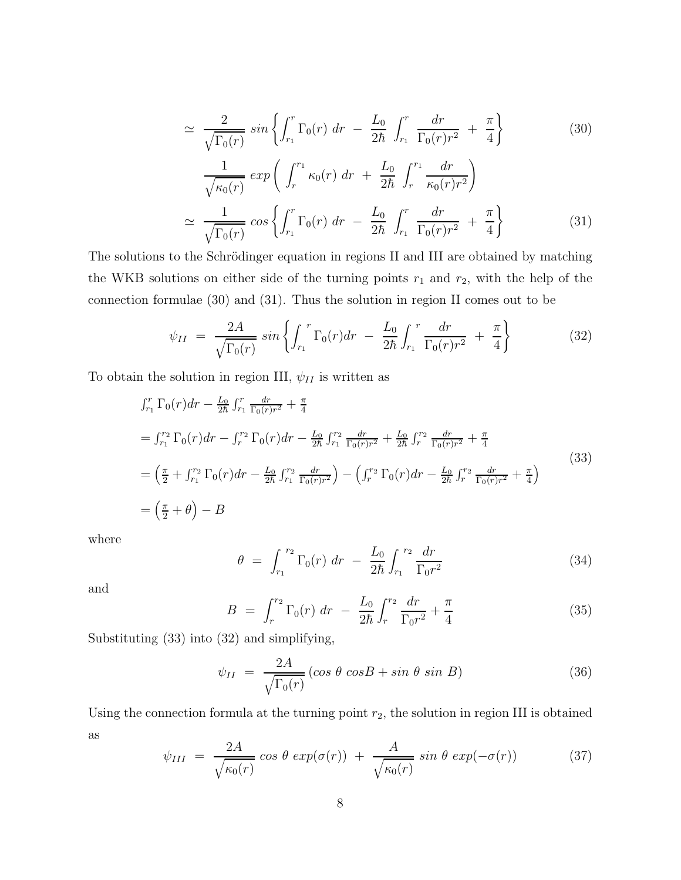$$\simeq \frac{2}{\sqrt{\Gamma_0(r)}}\; sin\left\{\int_{r_1}^{r}\Gamma_0(r)\; dr \;-\; \frac{L_0}{2\hbar}\int_{r_1}^{r}\frac{dr}{\Gamma_0(r)r^2} \;+\; \frac{\pi}{4}\right\} \tag{30}$$

$$\frac{1}{\sqrt{\kappa_0(r)}}\; exp\left(\int_{r}^{r_1}\kappa_0(r)\; dr \;+\; \frac{L_0}{2\hbar}\int_{r}^{r_1}\frac{dr}{\kappa_0(r)r^2}\right)$$

$$\simeq \frac{1}{\sqrt{\Gamma_0(r)}}\; cos\left\{\int_{r_1}^{r}\Gamma_0(r)\; dr \;-\; \frac{L_0}{2\hbar}\int_{r_1}^{r}\frac{dr}{\Gamma_0(r)r^2} \;+\; \frac{\pi}{4}\right\} \tag{31}$$

The solutions to the Schrödinger equation in regions II and III are obtained by matching the WKB solutions on either side of the turning points $r_1$ and $r_2$, with the help of the connection formulae (30) and (31). Thus the solution in region II comes out to be

$$\psi_{II} \;=\; \frac{2A}{\sqrt{\Gamma_0(r)}}\; sin\left\{\int_{r_1}^{r}\Gamma_0(r)dr \;-\; \frac{L_0}{2\hbar}\int_{r_1}^{r}\frac{dr}{\Gamma_0(r)r^2} \;+\; \frac{\pi}{4}\right\} \tag{32}$$

To obtain the solution in region III, $\psi_{II}$ is written as

$$\begin{aligned}
&\textstyle\int_{r_1}^{r}\Gamma_0(r)dr - \frac{L_0}{2\hbar}\int_{r_1}^{r}\frac{dr}{\Gamma_0(r)r^2} + \frac{\pi}{4}\\
&= \textstyle\int_{r_1}^{r_2}\Gamma_0(r)dr - \int_{r}^{r_2}\Gamma_0(r)dr - \frac{L_0}{2\hbar}\int_{r_1}^{r_2}\frac{dr}{\Gamma_0(r)r^2} + \frac{L_0}{2\hbar}\int_{r}^{r_2}\frac{dr}{\Gamma_0(r)r^2} + \frac{\pi}{4}\\
&= \textstyle\left(\frac{\pi}{2} + \int_{r_1}^{r_2}\Gamma_0(r)dr - \frac{L_0}{2\hbar}\int_{r_1}^{r_2}\frac{dr}{\Gamma_0(r)r^2}\right) - \left(\int_{r}^{r_2}\Gamma_0(r)dr - \frac{L_0}{2\hbar}\int_{r}^{r_2}\frac{dr}{\Gamma_0(r)r^2} + \frac{\pi}{4}\right)\\
&= \textstyle\left(\frac{\pi}{2} + \theta\right) - B
\end{aligned} \tag{33}$$

where

$$\theta \;=\; \int_{r_1}^{r_2}\Gamma_0(r)\; dr \;-\; \frac{L_0}{2\hbar}\int_{r_1}^{r_2}\frac{dr}{\Gamma_0 r^2} \tag{34}$$

and

$$B \;=\; \int_{r}^{r_2}\Gamma_0(r)\; dr \;-\; \frac{L_0}{2\hbar}\int_{r}^{r_2}\frac{dr}{\Gamma_0 r^2} + \frac{\pi}{4} \tag{35}$$

Substituting (33) into (32) and simplifying,

$$\psi_{II} \;=\; \frac{2A}{\sqrt{\Gamma_0(r)}}\left(cos\;\theta\; cosB + sin\;\theta\; sin\; B\right) \tag{36}$$

Using the connection formula at the turning point $r_2$, the solution in region III is obtained as

$$\psi_{III} \;=\; \frac{2A}{\sqrt{\kappa_0(r)}}\; cos\;\theta\; exp(\sigma(r)) \;+\; \frac{A}{\sqrt{\kappa_0(r)}}\; sin\;\theta\; exp(-\sigma(r)) \tag{37}$$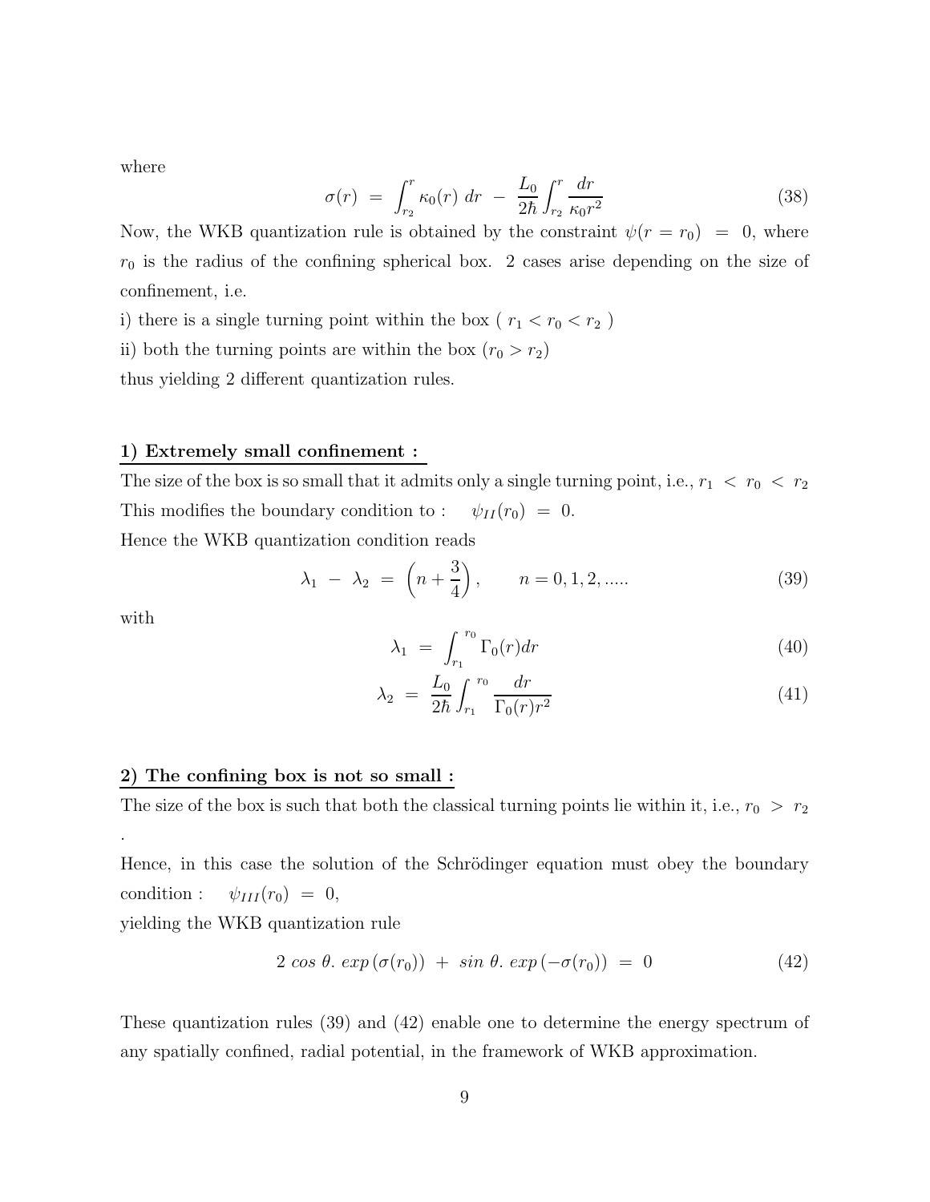where

$$\sigma(r) \ = \ \int_{r_2}^{r} \kappa_0(r) \ dr \ - \ \frac{L_0}{2\hbar} \int_{r_2}^{r} \frac{dr}{\kappa_0 r^2} \tag{38}$$

Now, the WKB quantization rule is obtained by the constraint $\psi(r = r_0) \ = \ 0$, where $r_0$ is the radius of the confining spherical box. 2 cases arise depending on the size of confinement, i.e.

i) there is a single turning point within the box ( $r_1 < r_0 < r_2$ )

ii) both the turning points are within the box ($r_0 > r_2$)

thus yielding 2 different quantization rules.

**1) Extremely small confinement :**

The size of the box is so small that it admits only a single turning point, i.e., $r_1 \ < \ r_0 \ < \ r_2$

This modifies the boundary condition to : $\quad \psi_{II}(r_0) \ = \ 0.$

Hence the WKB quantization condition reads

$$\lambda_1 \ - \ \lambda_2 \ = \ \left(n + \frac{3}{4}\right), \qquad n = 0, 1, 2, ..... \tag{39}$$

with

$$\lambda_1 \ = \ \int_{r_1}^{r_0} \Gamma_0(r) dr \tag{40}$$

$$\lambda_2 \ = \ \frac{L_0}{2\hbar} \int_{r_1}^{r_0} \frac{dr}{\Gamma_0(r) r^2} \tag{41}$$

**2) The confining box is not so small :**

The size of the box is such that both the classical turning points lie within it, i.e., $r_0 \ > \ r_2$ .

Hence, in this case the solution of the Schrödinger equation must obey the boundary condition : $\quad \psi_{III}(r_0) \ = \ 0,$

yielding the WKB quantization rule

$$2 \ cos \ \theta . \ exp \left(\sigma(r_0)\right) \ + \ sin \ \theta . \ exp \left(-\sigma(r_0)\right) \ = \ 0 \tag{42}$$

These quantization rules (39) and (42) enable one to determine the energy spectrum of any spatially confined, radial potential, in the framework of WKB approximation.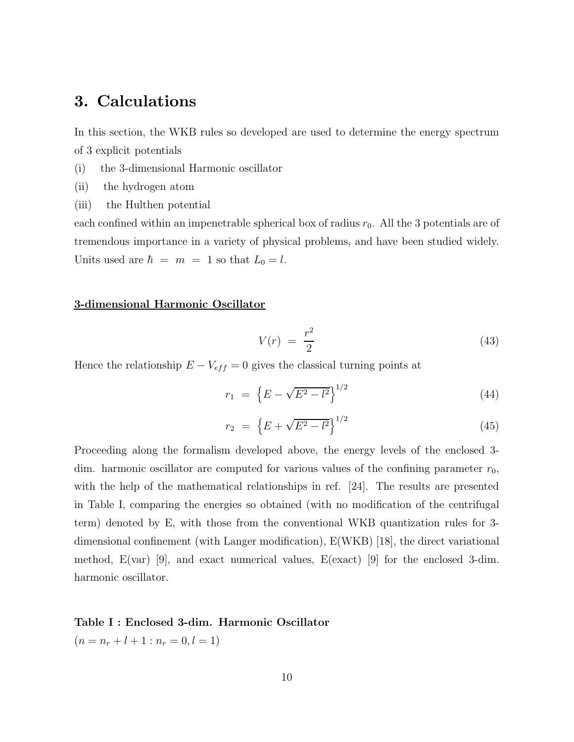## 3. Calculations

In this section, the WKB rules so developed are used to determine the energy spectrum of 3 explicit potentials

(i) the 3-dimensional Harmonic oscillator

(ii) the hydrogen atom

(iii) the Hulthen potential

each confined within an impenetrable spherical box of radius $r_0$. All the 3 potentials are of tremendous importance in a variety of physical problems, and have been studied widely. Units used are $\hbar = m = 1$ so that $L_0 = l$.

**3-dimensional Harmonic Oscillator**

$$V(r) = \frac{r^2}{2} \tag{43}$$

Hence the relationship $E - V_{eff} = 0$ gives the classical turning points at

$$r_1 = \left\{E - \sqrt{E^2 - l^2}\right\}^{1/2} \tag{44}$$

$$r_2 = \left\{E + \sqrt{E^2 - l^2}\right\}^{1/2} \tag{45}$$

Proceeding along the formalism developed above, the energy levels of the enclosed 3-dim. harmonic oscillator are computed for various values of the confining parameter $r_0$, with the help of the mathematical relationships in ref. [24]. The results are presented in Table I, comparing the energies so obtained (with no modification of the centrifugal term) denoted by E, with those from the conventional WKB quantization rules for 3-dimensional confinement (with Langer modification), E(WKB) [18], the direct variational method, E(var) [9], and exact numerical values, E(exact) [9] for the enclosed 3-dim. harmonic oscillator.

**Table I : Enclosed 3-dim. Harmonic Oscillator**

$(n = n_r + l + 1 : n_r = 0, l = 1)$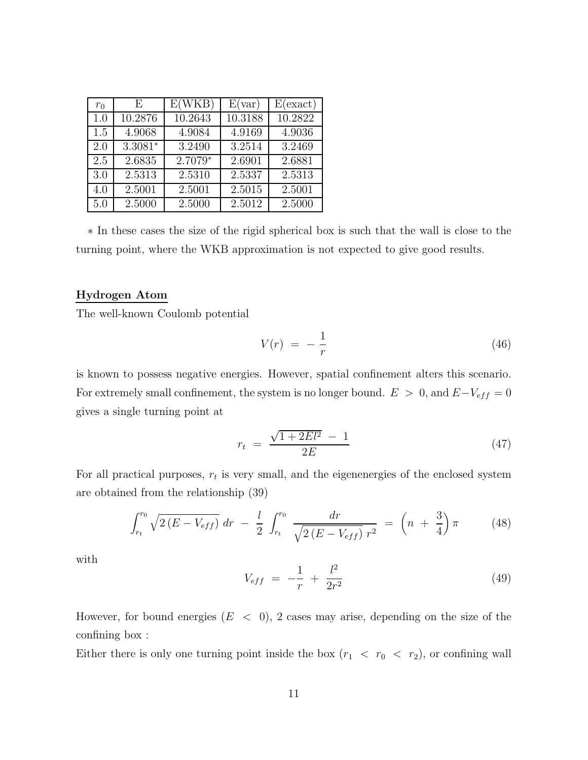| $r_0$ | E | E(WKB) | E(var) | E(exact) |
|---|---|---|---|---|
| 1.0 | 10.2876 | 10.2643 | 10.3188 | 10.2822 |
| 1.5 | 4.9068 | 4.9084 | 4.9169 | 4.9036 |
| 2.0 | 3.3081* | 3.2490 | 3.2514 | 3.2469 |
| 2.5 | 2.6835 | 2.7079* | 2.6901 | 2.6881 |
| 3.0 | 2.5313 | 2.5310 | 2.5337 | 2.5313 |
| 4.0 | 2.5001 | 2.5001 | 2.5015 | 2.5001 |
| 5.0 | 2.5000 | 2.5000 | 2.5012 | 2.5000 |

$*$ In these cases the size of the rigid spherical box is such that the wall is close to the turning point, where the WKB approximation is not expected to give good results.

**Hydrogen Atom**

The well-known Coulomb potential

$$V(r) \ = \ - \, \frac{1}{r} \tag{46}$$

is known to possess negative energies. However, spatial confinement alters this scenario. For extremely small confinement, the system is no longer bound. $E \ > \ 0$, and $E - V_{eff} = 0$ gives a single turning point at

$$r_t \ = \ \frac{\sqrt{1 + 2El^2} \ - \ 1}{2E} \tag{47}$$

For all practical purposes, $r_t$ is very small, and the eigenenergies of the enclosed system are obtained from the relationship (39)

$$\int_{r_t}^{r_0} \sqrt{2 \left( E - V_{eff} \right)} \ dr \ - \ \frac{l}{2} \int_{r_t}^{r_0} \frac{dr}{\sqrt{2 \left( E - V_{eff} \right)} \ r^2} \ = \ \left( n \ + \ \frac{3}{4} \right) \pi \tag{48}$$

with

$$V_{eff} \ = \ -\frac{1}{r} \ + \ \frac{l^2}{2r^2} \tag{49}$$

However, for bound energies ($E \ < \ 0$), 2 cases may arise, depending on the size of the confining box :

Either there is only one turning point inside the box ($r_1 \ < \ r_0 \ < \ r_2$), or confining wall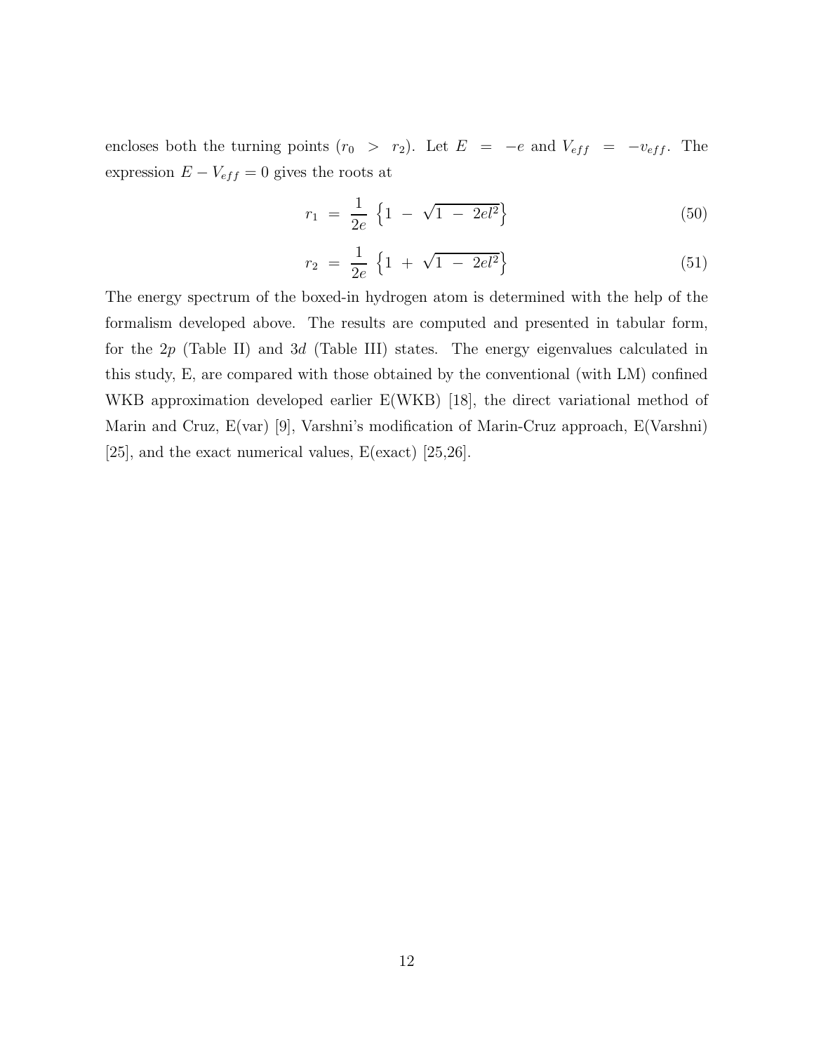encloses both the turning points ($r_0 > r_2$). Let $E = -e$ and $V_{eff} = -v_{eff}$. The expression $E - V_{eff} = 0$ gives the roots at

$$r_1 = \frac{1}{2e} \left\{ 1 - \sqrt{1 - 2el^2} \right\} \tag{50}$$

$$r_2 = \frac{1}{2e} \left\{ 1 + \sqrt{1 - 2el^2} \right\} \tag{51}$$

The energy spectrum of the boxed-in hydrogen atom is determined with the help of the formalism developed above. The results are computed and presented in tabular form, for the $2p$ (Table II) and $3d$ (Table III) states. The energy eigenvalues calculated in this study, E, are compared with those obtained by the conventional (with LM) confined WKB approximation developed earlier E(WKB) [18], the direct variational method of Marin and Cruz, E(var) [9], Varshni's modification of Marin-Cruz approach, E(Varshni) [25], and the exact numerical values, E(exact) [25,26].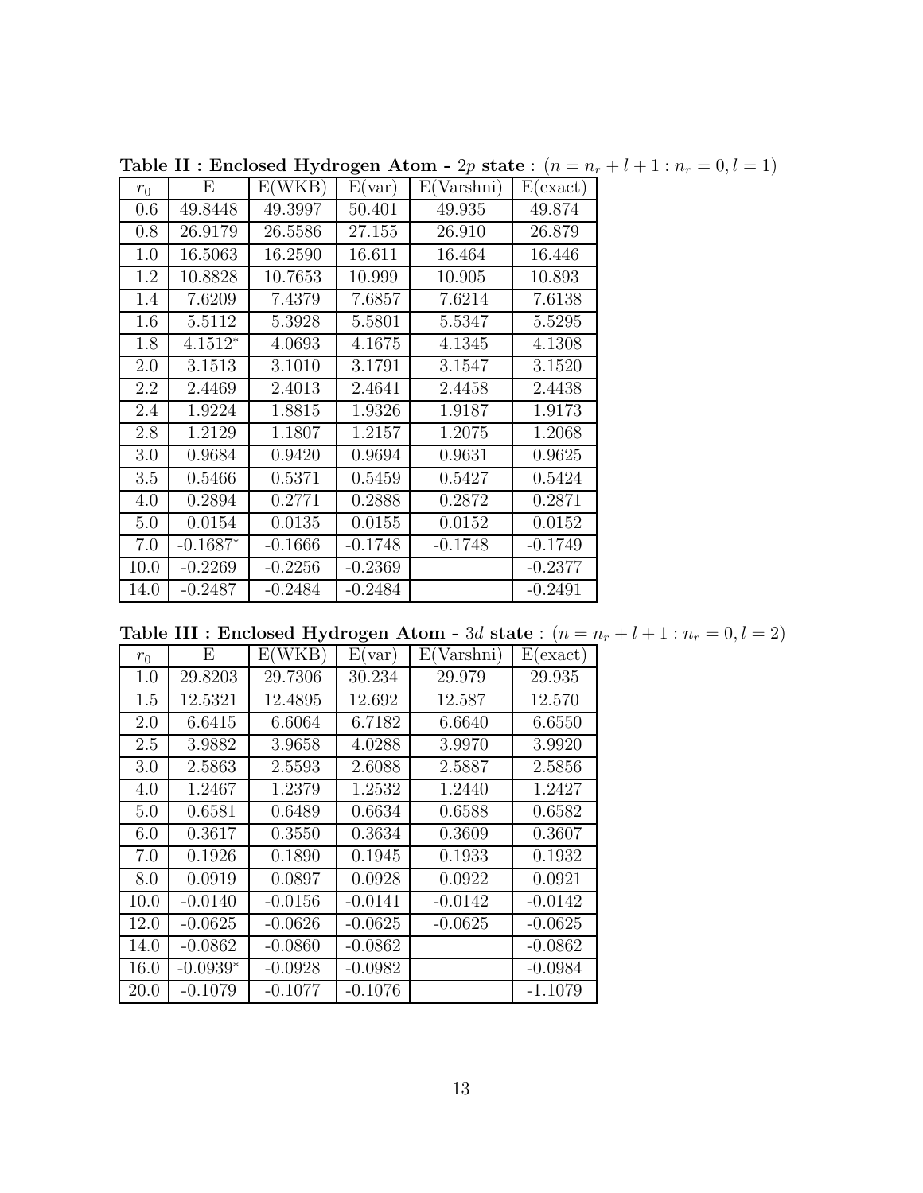**Table II : Enclosed Hydrogen Atom - $2p$ state** : $(n = n_r + l + 1 : n_r = 0, l = 1)$

| $r_0$ | E | E(WKB) | E(var) | E(Varshni) | E(exact) |
|---|---|---|---|---|---|
| 0.6 | 49.8448 | 49.3997 | 50.401 | 49.935 | 49.874 |
| 0.8 | 26.9179 | 26.5586 | 27.155 | 26.910 | 26.879 |
| 1.0 | 16.5063 | 16.2590 | 16.611 | 16.464 | 16.446 |
| 1.2 | 10.8828 | 10.7653 | 10.999 | 10.905 | 10.893 |
| 1.4 | 7.6209 | 7.4379 | 7.6857 | 7.6214 | 7.6138 |
| 1.6 | 5.5112 | 5.3928 | 5.5801 | 5.5347 | 5.5295 |
| 1.8 | 4.1512* | 4.0693 | 4.1675 | 4.1345 | 4.1308 |
| 2.0 | 3.1513 | 3.1010 | 3.1791 | 3.1547 | 3.1520 |
| 2.2 | 2.4469 | 2.4013 | 2.4641 | 2.4458 | 2.4438 |
| 2.4 | 1.9224 | 1.8815 | 1.9326 | 1.9187 | 1.9173 |
| 2.8 | 1.2129 | 1.1807 | 1.2157 | 1.2075 | 1.2068 |
| 3.0 | 0.9684 | 0.9420 | 0.9694 | 0.9631 | 0.9625 |
| 3.5 | 0.5466 | 0.5371 | 0.5459 | 0.5427 | 0.5424 |
| 4.0 | 0.2894 | 0.2771 | 0.2888 | 0.2872 | 0.2871 |
| 5.0 | 0.0154 | 0.0135 | 0.0155 | 0.0152 | 0.0152 |
| 7.0 | -0.1687* | -0.1666 | -0.1748 | -0.1748 | -0.1749 |
| 10.0 | -0.2269 | -0.2256 | -0.2369 | | -0.2377 |
| 14.0 | -0.2487 | -0.2484 | -0.2484 | | -0.2491 |

**Table III : Enclosed Hydrogen Atom - $3d$ state** : $(n = n_r + l + 1 : n_r = 0, l = 2)$

| $r_0$ | E | E(WKB) | E(var) | E(Varshni) | E(exact) |
|---|---|---|---|---|---|
| 1.0 | 29.8203 | 29.7306 | 30.234 | 29.979 | 29.935 |
| 1.5 | 12.5321 | 12.4895 | 12.692 | 12.587 | 12.570 |
| 2.0 | 6.6415 | 6.6064 | 6.7182 | 6.6640 | 6.6550 |
| 2.5 | 3.9882 | 3.9658 | 4.0288 | 3.9970 | 3.9920 |
| 3.0 | 2.5863 | 2.5593 | 2.6088 | 2.5887 | 2.5856 |
| 4.0 | 1.2467 | 1.2379 | 1.2532 | 1.2440 | 1.2427 |
| 5.0 | 0.6581 | 0.6489 | 0.6634 | 0.6588 | 0.6582 |
| 6.0 | 0.3617 | 0.3550 | 0.3634 | 0.3609 | 0.3607 |
| 7.0 | 0.1926 | 0.1890 | 0.1945 | 0.1933 | 0.1932 |
| 8.0 | 0.0919 | 0.0897 | 0.0928 | 0.0922 | 0.0921 |
| 10.0 | -0.0140 | -0.0156 | -0.0141 | -0.0142 | -0.0142 |
| 12.0 | -0.0625 | -0.0626 | -0.0625 | -0.0625 | -0.0625 |
| 14.0 | -0.0862 | -0.0860 | -0.0862 | | -0.0862 |
| 16.0 | -0.0939* | -0.0928 | -0.0982 | | -0.0984 |
| 20.0 | -0.1079 | -0.1077 | -0.1076 | | -1.1079 |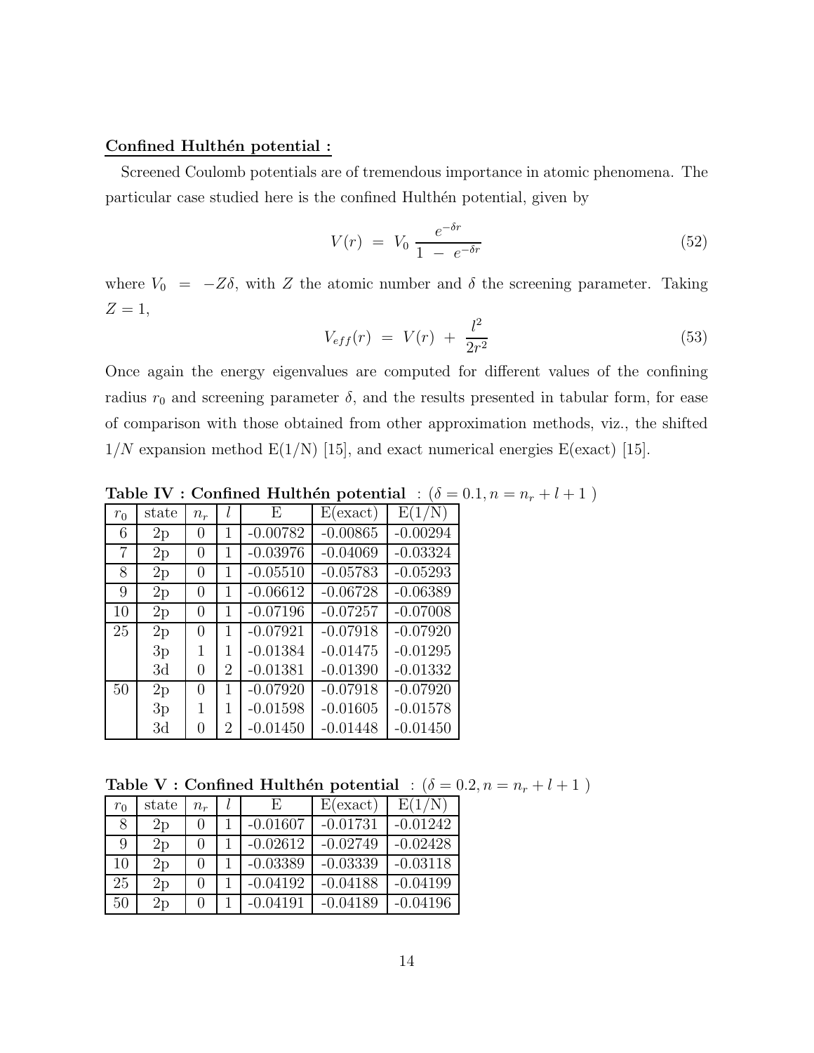**Confined Hulthén potential :**

Screened Coulomb potentials are of tremendous importance in atomic phenomena. The particular case studied here is the confined Hulthén potential, given by

$$V(r) \;=\; V_0 \, \frac{e^{-\delta r}}{1 \;-\; e^{-\delta r}} \tag{52}$$

where $V_0 \;=\; -Z\delta$, with $Z$ the atomic number and $\delta$ the screening parameter. Taking $Z = 1$,

$$V_{eff}(r) \;=\; V(r) \;+\; \frac{l^2}{2r^2} \tag{53}$$

Once again the energy eigenvalues are computed for different values of the confining radius $r_0$ and screening parameter $\delta$, and the results presented in tabular form, for ease of comparison with those obtained from other approximation methods, viz., the shifted $1/N$ expansion method E(1/N) [15], and exact numerical energies E(exact) [15].

**Table IV : Confined Hulthén potential** : ($\delta = 0.1, n = n_r + l + 1$ )

| $r_0$ | state | $n_r$ | $l$ | E | E(exact) | E(1/N) |
|---|---|---|---|---|---|---|
| 6 | 2p | 0 | 1 | -0.00782 | -0.00865 | -0.00294 |
| 7 | 2p | 0 | 1 | -0.03976 | -0.04069 | -0.03324 |
| 8 | 2p | 0 | 1 | -0.05510 | -0.05783 | -0.05293 |
| 9 | 2p | 0 | 1 | -0.06612 | -0.06728 | -0.06389 |
| 10 | 2p | 0 | 1 | -0.07196 | -0.07257 | -0.07008 |
| 25 | 2p | 0 | 1 | -0.07921 | -0.07918 | -0.07920 |
| | 3p | 1 | 1 | -0.01384 | -0.01475 | -0.01295 |
| | 3d | 0 | 2 | -0.01381 | -0.01390 | -0.01332 |
| 50 | 2p | 0 | 1 | -0.07920 | -0.07918 | -0.07920 |
| | 3p | 1 | 1 | -0.01598 | -0.01605 | -0.01578 |
| | 3d | 0 | 2 | -0.01450 | -0.01448 | -0.01450 |

**Table V : Confined Hulthén potential** : ($\delta = 0.2, n = n_r + l + 1$ )

| $r_0$ | state | $n_r$ | $l$ | E | E(exact) | E(1/N) |
|---|---|---|---|---|---|---|
| 8 | 2p | 0 | 1 | -0.01607 | -0.01731 | -0.01242 |
| 9 | 2p | 0 | 1 | -0.02612 | -0.02749 | -0.02428 |
| 10 | 2p | 0 | 1 | -0.03389 | -0.03339 | -0.03118 |
| 25 | 2p | 0 | 1 | -0.04192 | -0.04188 | -0.04199 |
| 50 | 2p | 0 | 1 | -0.04191 | -0.04189 | -0.04196 |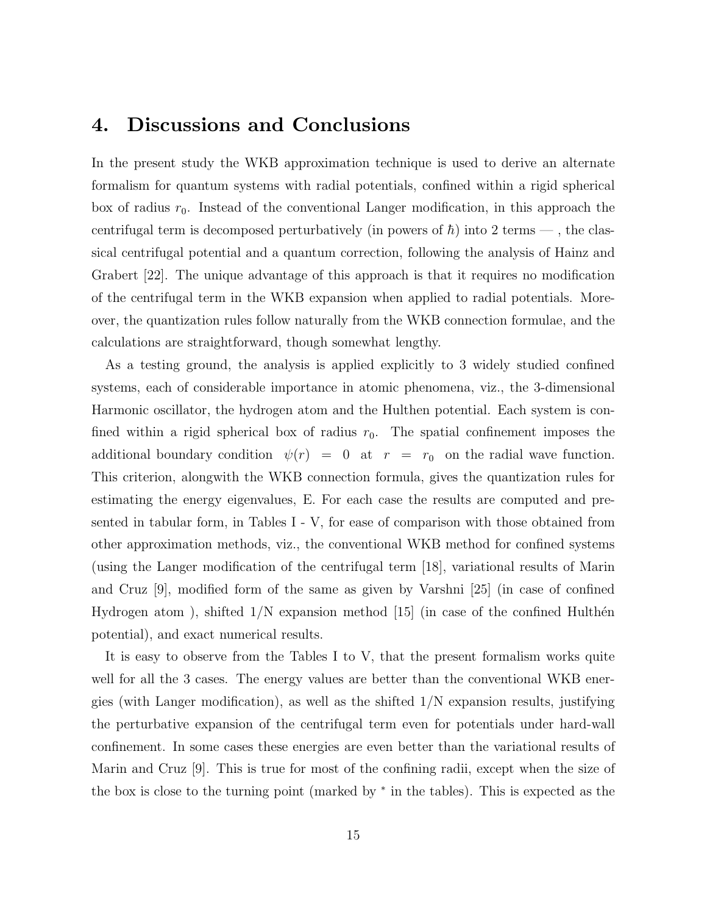## 4. Discussions and Conclusions

In the present study the WKB approximation technique is used to derive an alternate formalism for quantum systems with radial potentials, confined within a rigid spherical box of radius $r_0$. Instead of the conventional Langer modification, in this approach the centrifugal term is decomposed perturbatively (in powers of $\hbar$) into 2 terms — , the classical centrifugal potential and a quantum correction, following the analysis of Hainz and Grabert [22]. The unique advantage of this approach is that it requires no modification of the centrifugal term in the WKB expansion when applied to radial potentials. Moreover, the quantization rules follow naturally from the WKB connection formulae, and the calculations are straightforward, though somewhat lengthy.

As a testing ground, the analysis is applied explicitly to 3 widely studied confined systems, each of considerable importance in atomic phenomena, viz., the 3-dimensional Harmonic oscillator, the hydrogen atom and the Hulthen potential. Each system is confined within a rigid spherical box of radius $r_0$. The spatial confinement imposes the additional boundary condition $\psi(r) = 0$ at $r = r_0$ on the radial wave function. This criterion, alongwith the WKB connection formula, gives the quantization rules for estimating the energy eigenvalues, E. For each case the results are computed and presented in tabular form, in Tables I - V, for ease of comparison with those obtained from other approximation methods, viz., the conventional WKB method for confined systems (using the Langer modification of the centrifugal term [18], variational results of Marin and Cruz [9], modified form of the same as given by Varshni [25] (in case of confined Hydrogen atom ), shifted 1/N expansion method [15] (in case of the confined Hulthén potential), and exact numerical results.

It is easy to observe from the Tables I to V, that the present formalism works quite well for all the 3 cases. The energy values are better than the conventional WKB energies (with Langer modification), as well as the shifted 1/N expansion results, justifying the perturbative expansion of the centrifugal term even for potentials under hard-wall confinement. In some cases these energies are even better than the variational results of Marin and Cruz [9]. This is true for most of the confining radii, except when the size of the box is close to the turning point (marked by $^*$ in the tables). This is expected as the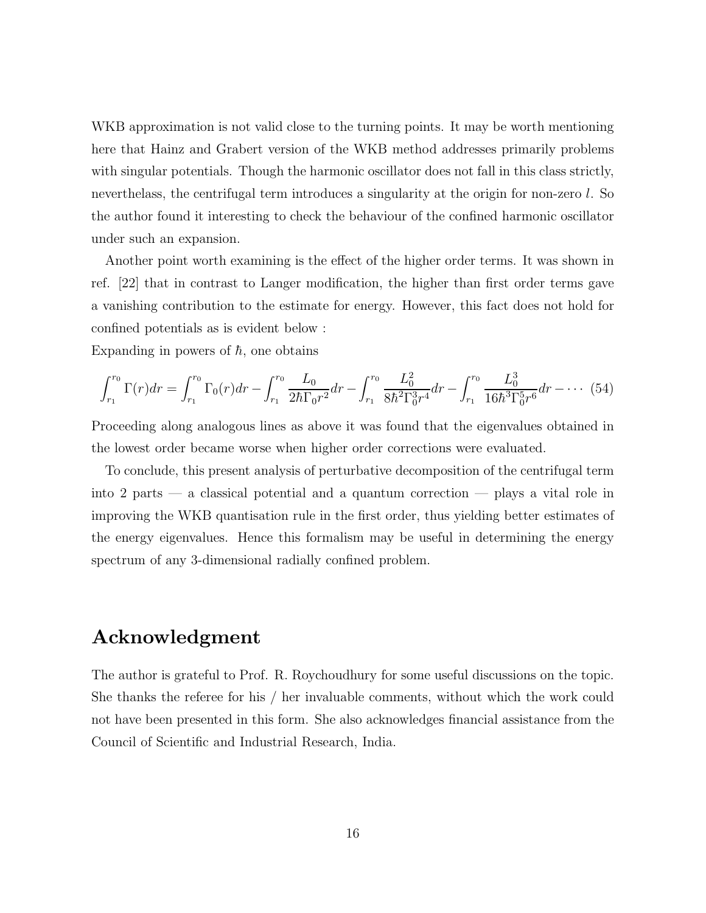WKB approximation is not valid close to the turning points. It may be worth mentioning here that Hainz and Grabert version of the WKB method addresses primarily problems with singular potentials. Though the harmonic oscillator does not fall in this class strictly, neverthelass, the centrifugal term introduces a singularity at the origin for non-zero $l$. So the author found it interesting to check the behaviour of the confined harmonic oscillator under such an expansion.

Another point worth examining is the effect of the higher order terms. It was shown in ref. [22] that in contrast to Langer modification, the higher than first order terms gave a vanishing contribution to the estimate for energy. However, this fact does not hold for confined potentials as is evident below :

Expanding in powers of $\hbar$, one obtains

$$\int_{r_1}^{r_0} \Gamma(r) dr = \int_{r_1}^{r_0} \Gamma_0(r) dr - \int_{r_1}^{r_0} \frac{L_0}{2\hbar\Gamma_0 r^2} dr - \int_{r_1}^{r_0} \frac{L_0^2}{8\hbar^2\Gamma_0^3 r^4} dr - \int_{r_1}^{r_0} \frac{L_0^3}{16\hbar^3\Gamma_0^5 r^6} dr - \cdots \quad (54)$$

Proceeding along analogous lines as above it was found that the eigenvalues obtained in the lowest order became worse when higher order corrections were evaluated.

To conclude, this present analysis of perturbative decomposition of the centrifugal term into 2 parts — a classical potential and a quantum correction — plays a vital role in improving the WKB quantisation rule in the first order, thus yielding better estimates of the energy eigenvalues. Hence this formalism may be useful in determining the energy spectrum of any 3-dimensional radially confined problem.

## Acknowledgment

The author is grateful to Prof. R. Roychoudhury for some useful discussions on the topic. She thanks the referee for his / her invaluable comments, without which the work could not have been presented in this form. She also acknowledges financial assistance from the Council of Scientific and Industrial Research, India.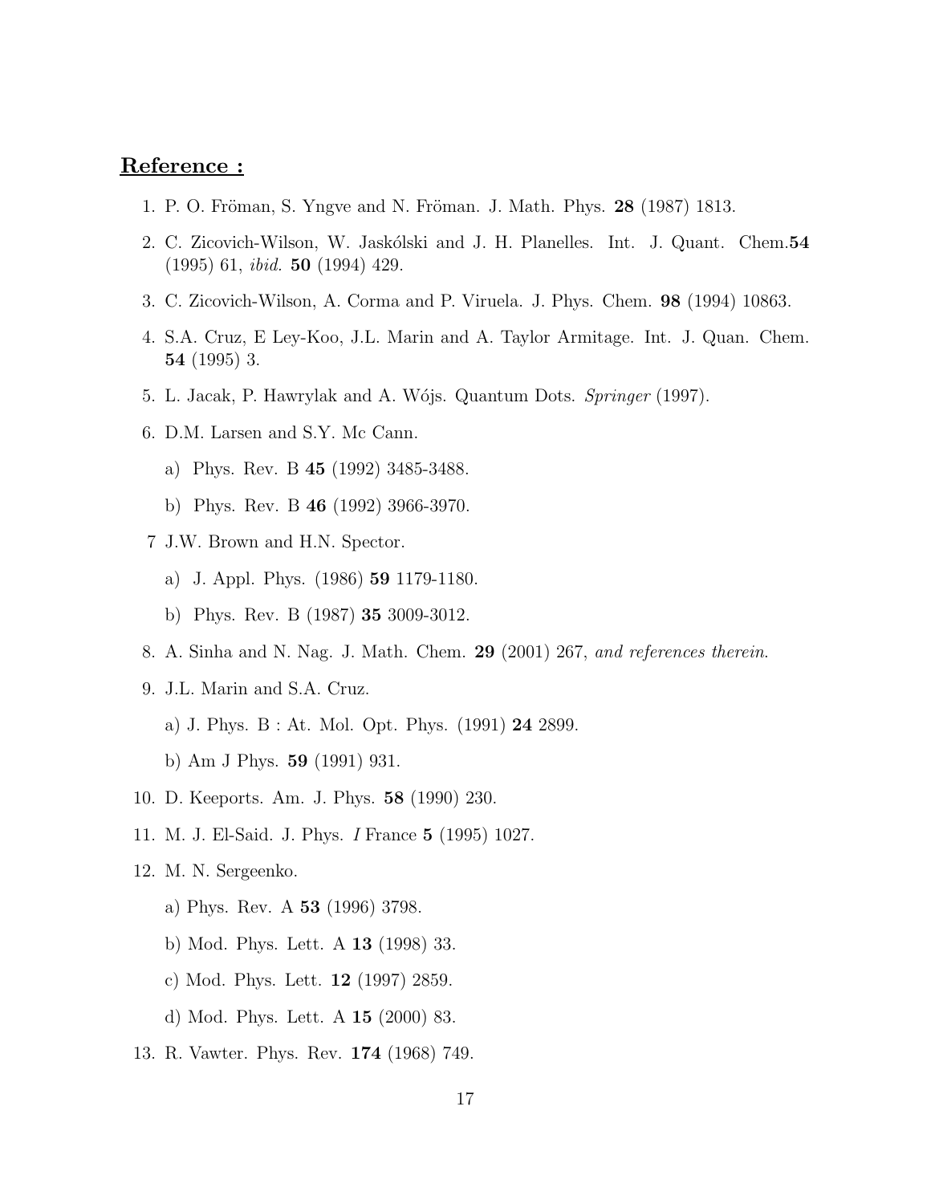## Reference :

1. P. O. Fröman, S. Yngve and N. Fröman. J. Math. Phys. **28** (1987) 1813.
2. C. Zicovich-Wilson, W. Jaskólski and J. H. Planelles. Int. J. Quant. Chem.**54** (1995) 61, *ibid.* **50** (1994) 429.
3. C. Zicovich-Wilson, A. Corma and P. Viruela. J. Phys. Chem. **98** (1994) 10863.
4. S.A. Cruz, E Ley-Koo, J.L. Marin and A. Taylor Armitage. Int. J. Quan. Chem. **54** (1995) 3.
5. L. Jacak, P. Hawrylak and A. Wójs. Quantum Dots. *Springer* (1997).
6. D.M. Larsen and S.Y. Mc Cann.
   a) Phys. Rev. B **45** (1992) 3485-3488.
   b) Phys. Rev. B **46** (1992) 3966-3970.
7. J.W. Brown and H.N. Spector.
   a) J. Appl. Phys. (1986) **59** 1179-1180.
   b) Phys. Rev. B (1987) **35** 3009-3012.
8. A. Sinha and N. Nag. J. Math. Chem. **29** (2001) 267, *and references therein*.
9. J.L. Marin and S.A. Cruz.
   a) J. Phys. B : At. Mol. Opt. Phys. (1991) **24** 2899.
   b) Am J Phys. **59** (1991) 931.
10. D. Keeports. Am. J. Phys. **58** (1990) 230.
11. M. J. El-Said. J. Phys. *I* France **5** (1995) 1027.
12. M. N. Sergeenko.
    a) Phys. Rev. A **53** (1996) 3798.
    b) Mod. Phys. Lett. A **13** (1998) 33.
    c) Mod. Phys. Lett. **12** (1997) 2859.
    d) Mod. Phys. Lett. A **15** (2000) 83.
13. R. Vawter. Phys. Rev. **174** (1968) 749.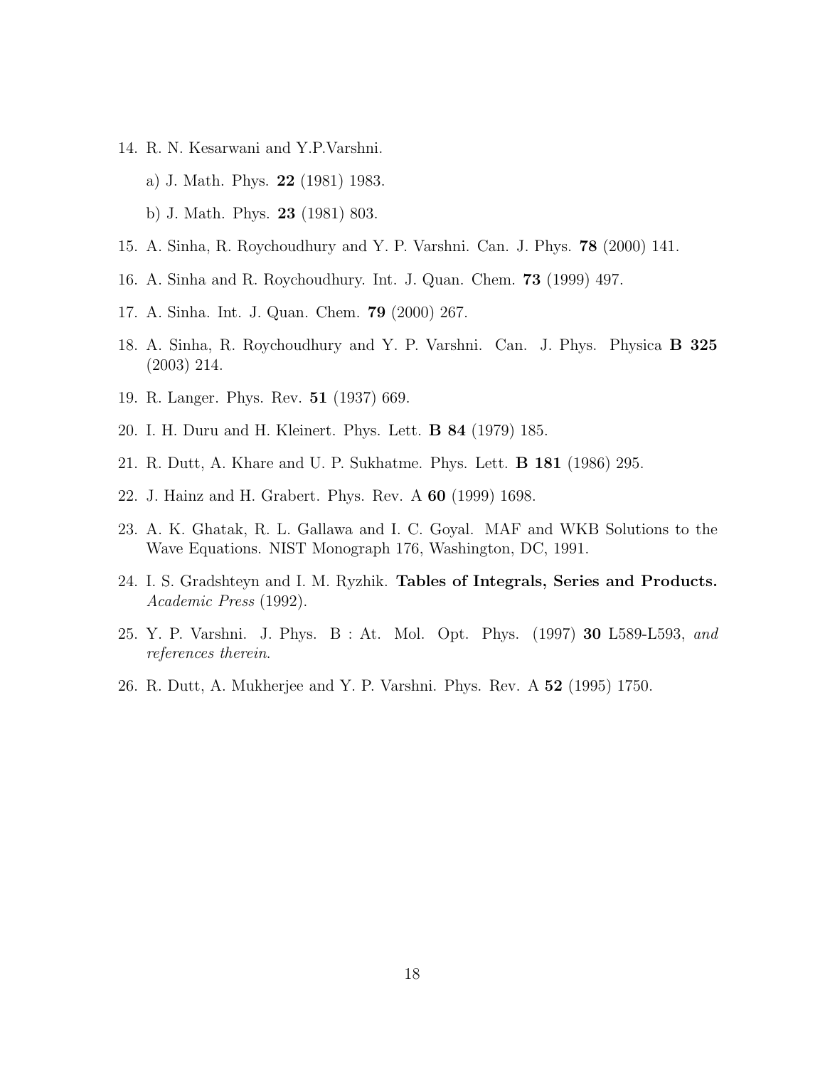14. R. N. Kesarwani and Y.P.Varshni.

    a) J. Math. Phys. **22** (1981) 1983.

    b) J. Math. Phys. **23** (1981) 803.

15. A. Sinha, R. Roychoudhury and Y. P. Varshni. Can. J. Phys. **78** (2000) 141.

16. A. Sinha and R. Roychoudhury. Int. J. Quan. Chem. **73** (1999) 497.

17. A. Sinha. Int. J. Quan. Chem. **79** (2000) 267.

18. A. Sinha, R. Roychoudhury and Y. P. Varshni. Can. J. Phys. Physica **B 325** (2003) 214.

19. R. Langer. Phys. Rev. **51** (1937) 669.

20. I. H. Duru and H. Kleinert. Phys. Lett. **B 84** (1979) 185.

21. R. Dutt, A. Khare and U. P. Sukhatme. Phys. Lett. **B 181** (1986) 295.

22. J. Hainz and H. Grabert. Phys. Rev. A **60** (1999) 1698.

23. A. K. Ghatak, R. L. Gallawa and I. C. Goyal. MAF and WKB Solutions to the Wave Equations. NIST Monograph 176, Washington, DC, 1991.

24. I. S. Gradshteyn and I. M. Ryzhik. **Tables of Integrals, Series and Products.** *Academic Press* (1992).

25. Y. P. Varshni. J. Phys. B : At. Mol. Opt. Phys. (1997) **30** L589-L593, *and references therein*.

26. R. Dutt, A. Mukherjee and Y. P. Varshni. Phys. Rev. A **52** (1995) 1750.